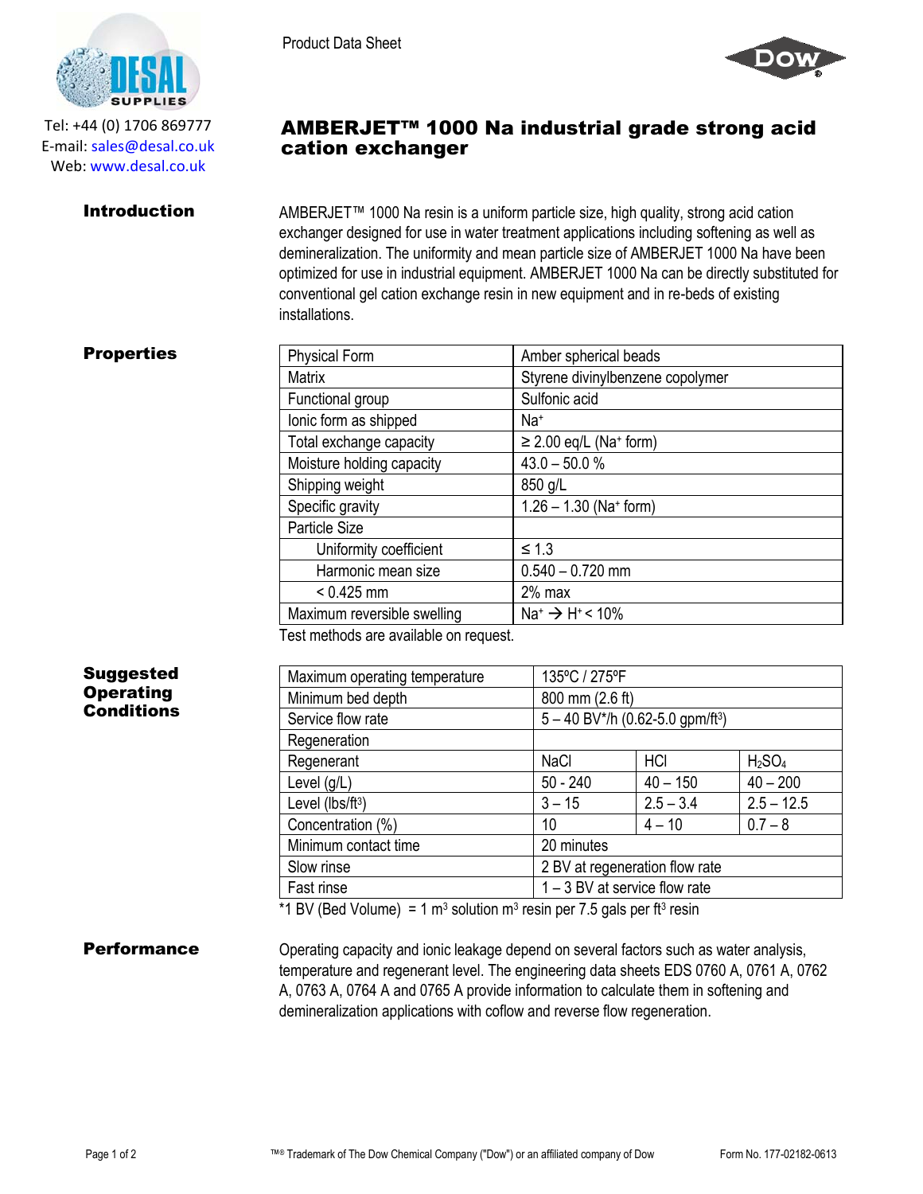Product Data Sheet

Tel: +44 (0) 1706 869777
E-mail: sales@desal.co.uk
Web: www.desal.co.uk

# AMBERJET™ 1000 Na industrial grade strong acid cation exchanger

## Introduction

AMBERJET™ 1000 Na resin is a uniform particle size, high quality, strong acid cation exchanger designed for use in water treatment applications including softening as well as demineralization. The uniformity and mean particle size of AMBERJET 1000 Na have been optimized for use in industrial equipment. AMBERJET 1000 Na can be directly substituted for conventional gel cation exchange resin in new equipment and in re-beds of existing installations.

## Properties

| Property | Value |
|---|---|
| Physical Form | Amber spherical beads |
| Matrix | Styrene divinylbenzene copolymer |
| Functional group | Sulfonic acid |
| Ionic form as shipped | $Na^+$ |
| Total exchange capacity | ≥ 2.00 eq/L ($Na^+$ form) |
| Moisture holding capacity | 43.0 – 50.0 % |
| Shipping weight | 850 g/L |
| Specific gravity | 1.26 – 1.30 ($Na^+$ form) |
| Particle Size | |
| Uniformity coefficient | ≤ 1.3 |
| Harmonic mean size | 0.540 – 0.720 mm |
| < 0.425 mm | 2% max |
| Maximum reversible swelling | $Na^+ \rightarrow H^+$ < 10% |

Test methods are available on request.

## Suggested Operating Conditions

| Parameter | | | |
|---|---|---|---|
| Maximum operating temperature | 135ºC / 275ºF | | |
| Minimum bed depth | 800 mm (2.6 ft) | | |
| Service flow rate | 5 – 40 BV*/h (0.62-5.0 gpm/ft$^3$) | | |
| Regeneration | | | |
| Regenerant | NaCl | HCl | $H_2SO_4$ |
| Level (g/L) | 50 - 240 | 40 – 150 | 40 – 200 |
| Level (lbs/ft$^3$) | 3 – 15 | 2.5 – 3.4 | 2.5 – 12.5 |
| Concentration (%) | 10 | 4 – 10 | 0.7 – 8 |
| Minimum contact time | 20 minutes | | |
| Slow rinse | 2 BV at regeneration flow rate | | |
| Fast rinse | 1 – 3 BV at service flow rate | | |

*1 BV (Bed Volume) = 1 m$^3$ solution m$^3$ resin per 7.5 gals per ft$^3$ resin

## Performance

Operating capacity and ionic leakage depend on several factors such as water analysis, temperature and regenerant level. The engineering data sheets EDS 0760 A, 0761 A, 0762 A, 0763 A, 0764 A and 0765 A provide information to calculate them in softening and demineralization applications with coflow and reverse flow regeneration.

™® Trademark of The Dow Chemical Company ("Dow") or an affiliated company of Dow

Form No. 177-02182-0613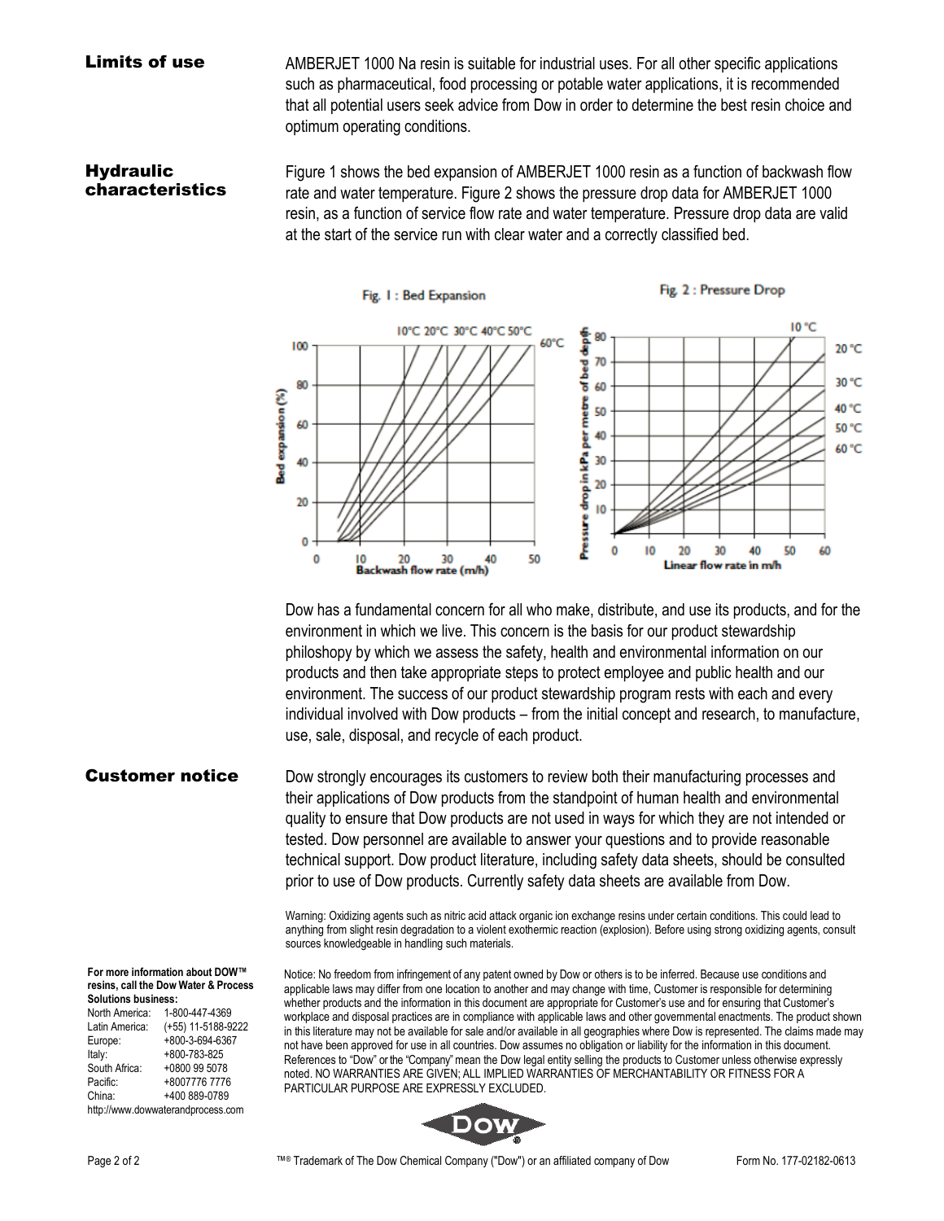## Limits of use

AMBERJET 1000 Na resin is suitable for industrial uses. For all other specific applications such as pharmaceutical, food processing or potable water applications, it is recommended that all potential users seek advice from Dow in order to determine the best resin choice and optimum operating conditions.

## Hydraulic characteristics

Figure 1 shows the bed expansion of AMBERJET 1000 resin as a function of backwash flow rate and water temperature. Figure 2 shows the pressure drop data for AMBERJET 1000 resin, as a function of service flow rate and water temperature. Pressure drop data are valid at the start of the service run with clear water and a correctly classified bed.

Fig. 1 : Bed Expansion

10°C 20°C 30°C 40°C 50°C 60°C

Bed expansion (%)

0 20 40 60 80 100

0 10 20 30 40 50

Backwash flow rate (m/h)

Fig. 2 : Pressure Drop

10 °C 20 °C 30 °C 40 °C 50 °C 60 °C

Pressure drop in kPa per metre of bed depth

10 20 30 40 50 60 70 80

0 10 20 30 40 50 60

Linear flow rate in m/h

Dow has a fundamental concern for all who make, distribute, and use its products, and for the environment in which we live. This concern is the basis for our product stewardship philoshopy by which we assess the safety, health and environmental information on our products and then take appropriate steps to protect employee and public health and our environment. The success of our product stewardship program rests with each and every individual involved with Dow products – from the initial concept and research, to manufacture, use, sale, disposal, and recycle of each product.

## Customer notice

Dow strongly encourages its customers to review both their manufacturing processes and their applications of Dow products from the standpoint of human health and environmental quality to ensure that Dow products are not used in ways for which they are not intended or tested. Dow personnel are available to answer your questions and to provide reasonable technical support. Dow product literature, including safety data sheets, should be consulted prior to use of Dow products. Currently safety data sheets are available from Dow.

Warning: Oxidizing agents such as nitric acid attack organic ion exchange resins under certain conditions. This could lead to anything from slight resin degradation to a violent exothermic reaction (explosion). Before using strong oxidizing agents, consult sources knowledgeable in handling such materials.

**For more information about DOW™ resins, call the Dow Water & Process Solutions business:**

| | |
|---|---|
| North America: | 1-800-447-4369 |
| Latin America: | (+55) 11-5188-9222 |
| Europe: | +800-3-694-6367 |
| Italy: | +800-783-825 |
| South Africa: | +0800 99 5078 |
| Pacific: | +8007776 7776 |
| China: | +400 889-0789 |

http://www.dowwaterandprocess.com

Notice: No freedom from infringement of any patent owned by Dow or others is to be inferred. Because use conditions and applicable laws may differ from one location to another and may change with time, Customer is responsible for determining whether products and the information in this document are appropriate for Customer's use and for ensuring that Customer's workplace and disposal practices are in compliance with applicable laws and other governmental enactments. The product shown in this literature may not be available for sale and/or available in all geographies where Dow is represented. The claims made may not have been approved for use in all countries. Dow assumes no obligation or liability for the information in this document. References to "Dow" or the "Company" mean the Dow legal entity selling the products to Customer unless otherwise expressly noted. NO WARRANTIES ARE GIVEN; ALL IMPLIED WARRANTIES OF MERCHANTABILITY OR FITNESS FOR A PARTICULAR PURPOSE ARE EXPRESSLY EXCLUDED.

™® Trademark of The Dow Chemical Company ("Dow") or an affiliated company of Dow

Form No. 177-02182-0613